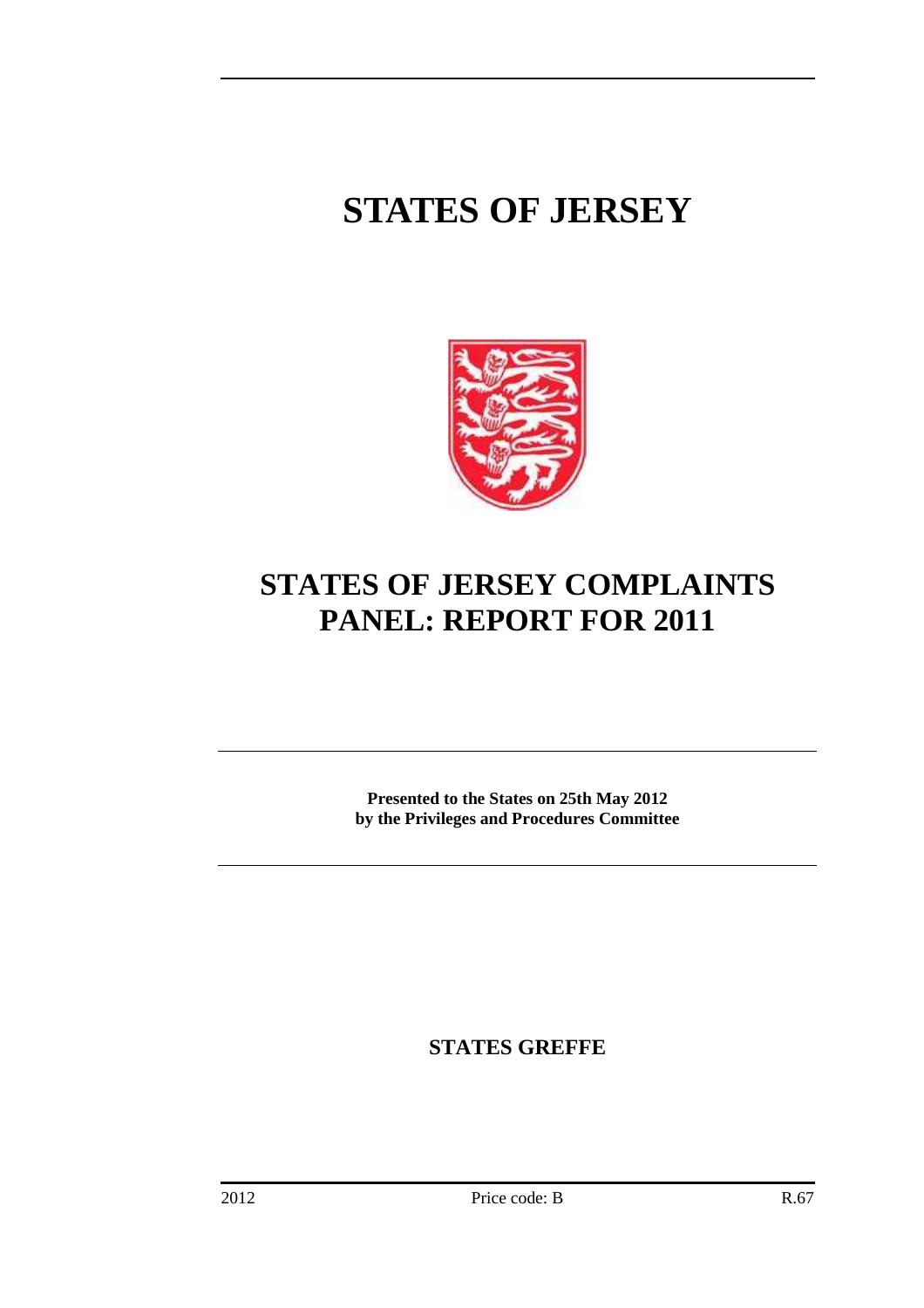# STATES OF JERSEY

# STATES OF JERSEY COMPLAINTS PANEL: REPORT FOR 2011

**Presented to the States on 25th May 2012 by the Privileges and Procedures Committee**

**STATES GREFFE**

2012 Price code: B R.67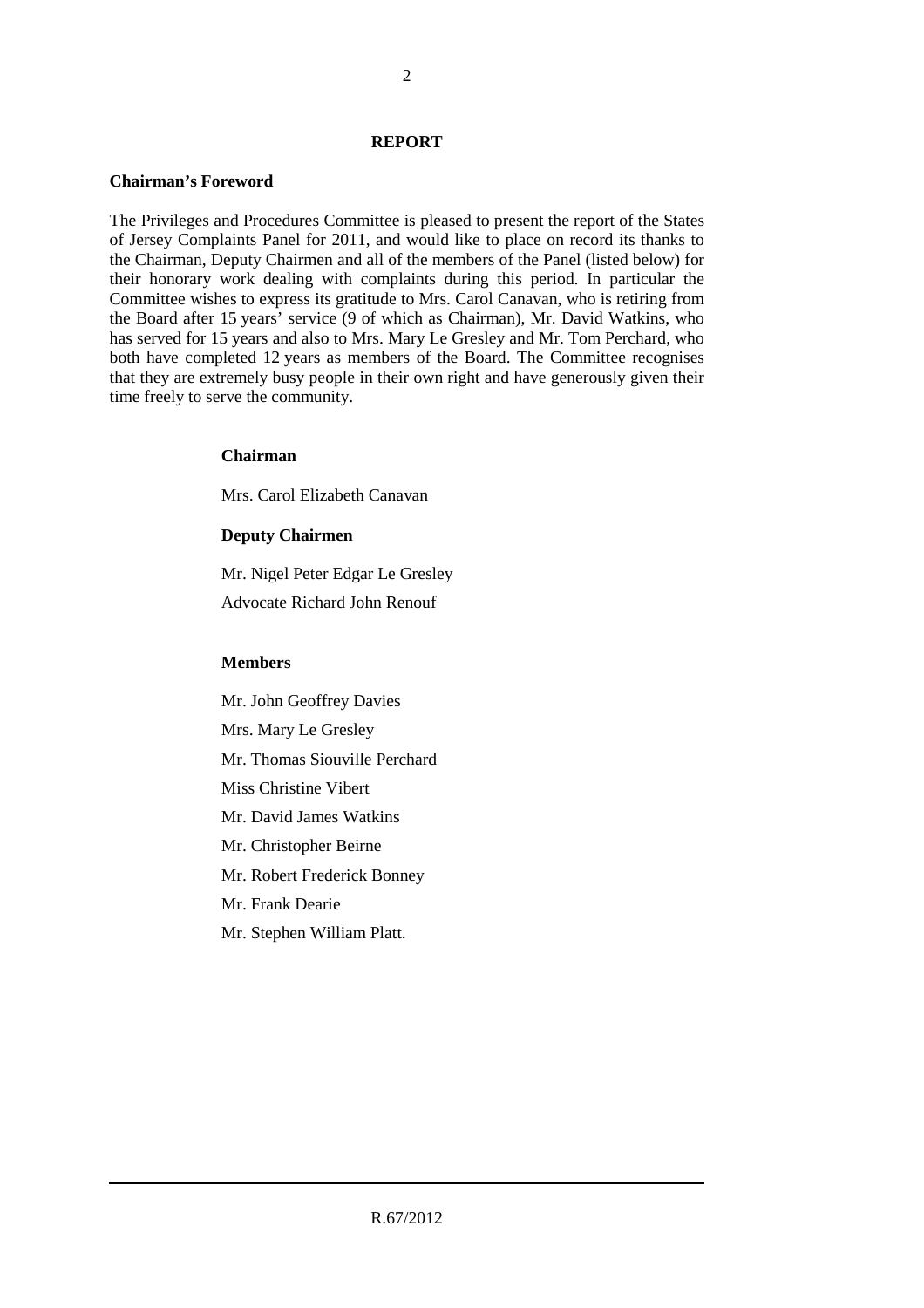# REPORT

## Chairman's Foreword

The Privileges and Procedures Committee is pleased to present the report of the States of Jersey Complaints Panel for 2011, and would like to place on record its thanks to the Chairman, Deputy Chairmen and all of the members of the Panel (listed below) for their honorary work dealing with complaints during this period. In particular the Committee wishes to express its gratitude to Mrs. Carol Canavan, who is retiring from the Board after 15 years' service (9 of which as Chairman), Mr. David Watkins, who has served for 15 years and also to Mrs. Mary Le Gresley and Mr. Tom Perchard, who both have completed 12 years as members of the Board. The Committee recognises that they are extremely busy people in their own right and have generously given their time freely to serve the community.

**Chairman**

Mrs. Carol Elizabeth Canavan

**Deputy Chairmen**

Mr. Nigel Peter Edgar Le Gresley

Advocate Richard John Renouf

**Members**

Mr. John Geoffrey Davies

Mrs. Mary Le Gresley

Mr. Thomas Siouville Perchard

Miss Christine Vibert

Mr. David James Watkins

Mr. Christopher Beirne

Mr. Robert Frederick Bonney

Mr. Frank Dearie

Mr. Stephen William Platt.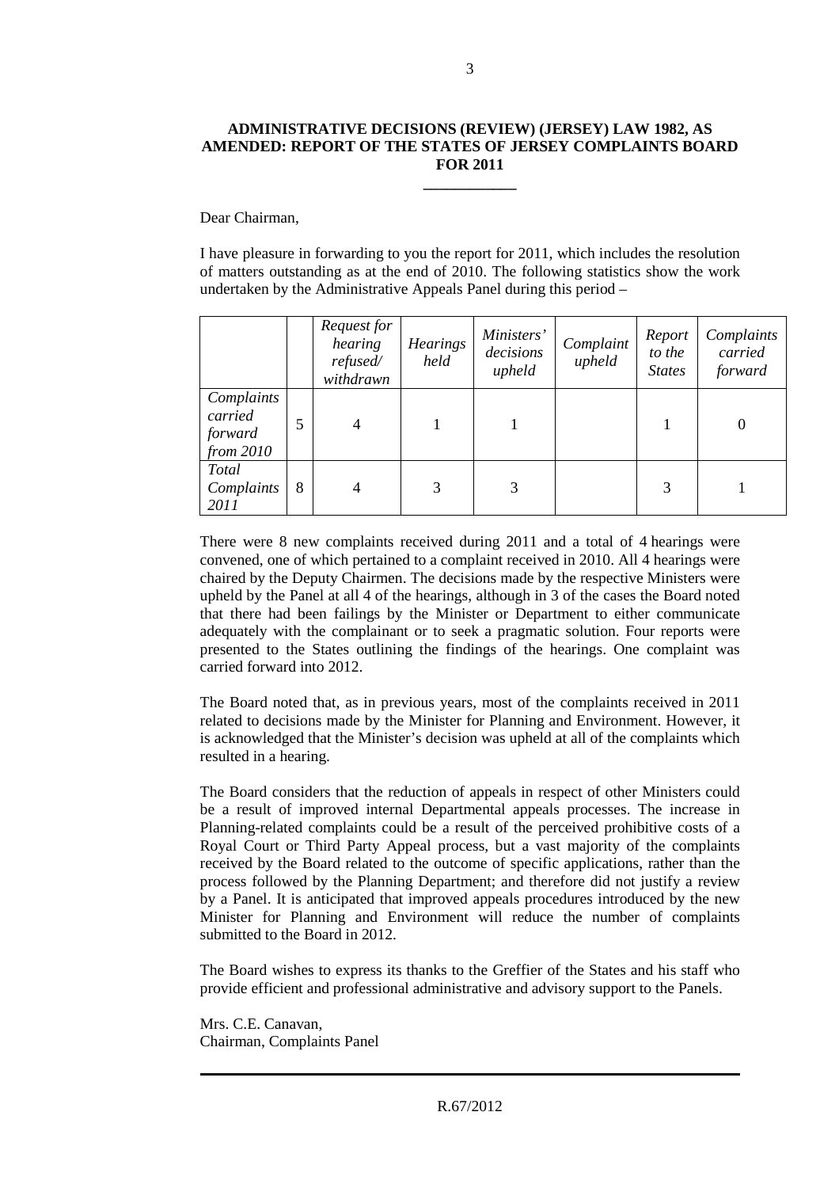**ADMINISTRATIVE DECISIONS (REVIEW) (JERSEY) LAW 1982, AS AMENDED: REPORT OF THE STATES OF JERSEY COMPLAINTS BOARD FOR 2011**

\_\_\_\_\_\_\_\_\_\_\_\_

Dear Chairman,

I have pleasure in forwarding to you the report for 2011, which includes the resolution of matters outstanding as at the end of 2010. The following statistics show the work undertaken by the Administrative Appeals Panel during this period –

| | | *Request for hearing refused/ withdrawn* | *Hearings held* | *Ministers' decisions upheld* | *Complaint upheld* | *Report to the States* | *Complaints carried forward* |
|---|---|---|---|---|---|---|---|
| *Complaints carried forward from 2010* | 5 | 4 | 1 | 1 | | 1 | 0 |
| *Total Complaints 2011* | 8 | 4 | 3 | 3 | | 3 | 1 |

There were 8 new complaints received during 2011 and a total of 4 hearings were convened, one of which pertained to a complaint received in 2010. All 4 hearings were chaired by the Deputy Chairmen. The decisions made by the respective Ministers were upheld by the Panel at all 4 of the hearings, although in 3 of the cases the Board noted that there had been failings by the Minister or Department to either communicate adequately with the complainant or to seek a pragmatic solution. Four reports were presented to the States outlining the findings of the hearings. One complaint was carried forward into 2012.

The Board noted that, as in previous years, most of the complaints received in 2011 related to decisions made by the Minister for Planning and Environment. However, it is acknowledged that the Minister's decision was upheld at all of the complaints which resulted in a hearing.

The Board considers that the reduction of appeals in respect of other Ministers could be a result of improved internal Departmental appeals processes. The increase in Planning-related complaints could be a result of the perceived prohibitive costs of a Royal Court or Third Party Appeal process, but a vast majority of the complaints received by the Board related to the outcome of specific applications, rather than the process followed by the Planning Department; and therefore did not justify a review by a Panel. It is anticipated that improved appeals procedures introduced by the new Minister for Planning and Environment will reduce the number of complaints submitted to the Board in 2012.

The Board wishes to express its thanks to the Greffier of the States and his staff who provide efficient and professional administrative and advisory support to the Panels.

Mrs. C.E. Canavan,
Chairman, Complaints Panel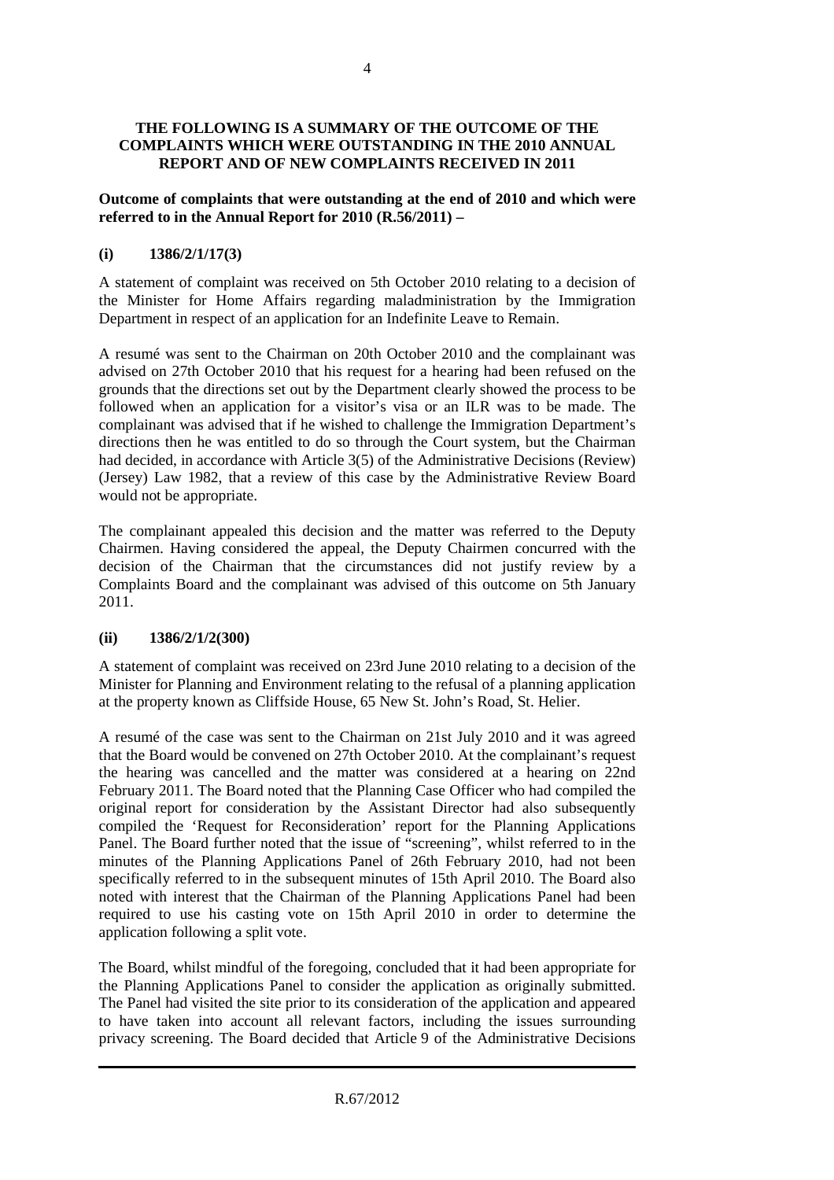**THE FOLLOWING IS A SUMMARY OF THE OUTCOME OF THE COMPLAINTS WHICH WERE OUTSTANDING IN THE 2010 ANNUAL REPORT AND OF NEW COMPLAINTS RECEIVED IN 2011**

**Outcome of complaints that were outstanding at the end of 2010 and which were referred to in the Annual Report for 2010 (R.56/2011) –**

**(i) 1386/2/1/17(3)**

A statement of complaint was received on 5th October 2010 relating to a decision of the Minister for Home Affairs regarding maladministration by the Immigration Department in respect of an application for an Indefinite Leave to Remain.

A resumé was sent to the Chairman on 20th October 2010 and the complainant was advised on 27th October 2010 that his request for a hearing had been refused on the grounds that the directions set out by the Department clearly showed the process to be followed when an application for a visitor's visa or an ILR was to be made. The complainant was advised that if he wished to challenge the Immigration Department's directions then he was entitled to do so through the Court system, but the Chairman had decided, in accordance with Article 3(5) of the Administrative Decisions (Review) (Jersey) Law 1982, that a review of this case by the Administrative Review Board would not be appropriate.

The complainant appealed this decision and the matter was referred to the Deputy Chairmen. Having considered the appeal, the Deputy Chairmen concurred with the decision of the Chairman that the circumstances did not justify review by a Complaints Board and the complainant was advised of this outcome on 5th January 2011.

**(ii) 1386/2/1/2(300)**

A statement of complaint was received on 23rd June 2010 relating to a decision of the Minister for Planning and Environment relating to the refusal of a planning application at the property known as Cliffside House, 65 New St. John's Road, St. Helier.

A resumé of the case was sent to the Chairman on 21st July 2010 and it was agreed that the Board would be convened on 27th October 2010. At the complainant's request the hearing was cancelled and the matter was considered at a hearing on 22nd February 2011. The Board noted that the Planning Case Officer who had compiled the original report for consideration by the Assistant Director had also subsequently compiled the 'Request for Reconsideration' report for the Planning Applications Panel. The Board further noted that the issue of "screening", whilst referred to in the minutes of the Planning Applications Panel of 26th February 2010, had not been specifically referred to in the subsequent minutes of 15th April 2010. The Board also noted with interest that the Chairman of the Planning Applications Panel had been required to use his casting vote on 15th April 2010 in order to determine the application following a split vote.

The Board, whilst mindful of the foregoing, concluded that it had been appropriate for the Planning Applications Panel to consider the application as originally submitted. The Panel had visited the site prior to its consideration of the application and appeared to have taken into account all relevant factors, including the issues surrounding privacy screening. The Board decided that Article 9 of the Administrative Decisions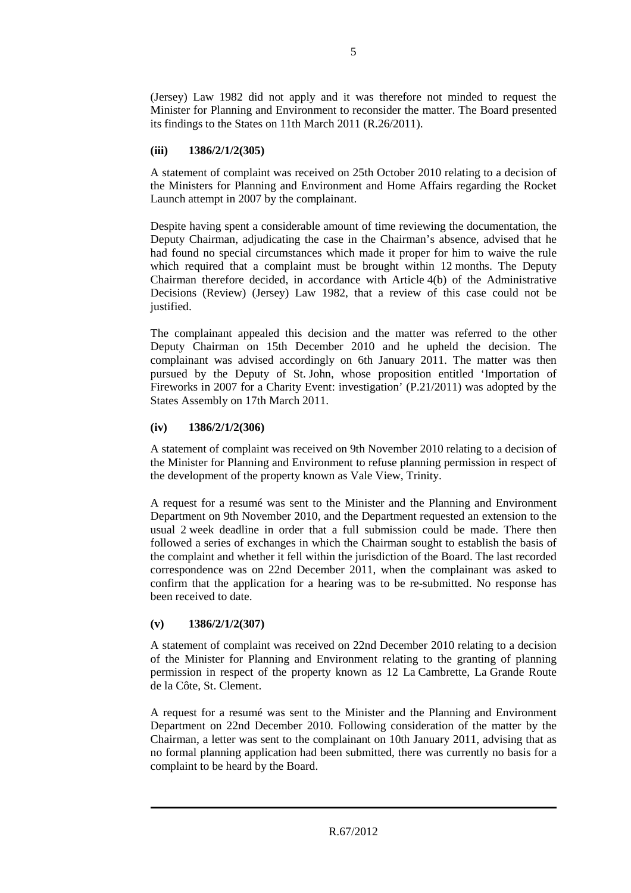(Jersey) Law 1982 did not apply and it was therefore not minded to request the Minister for Planning and Environment to reconsider the matter. The Board presented its findings to the States on 11th March 2011 (R.26/2011).

**(iii) 1386/2/1/2(305)**

A statement of complaint was received on 25th October 2010 relating to a decision of the Ministers for Planning and Environment and Home Affairs regarding the Rocket Launch attempt in 2007 by the complainant.

Despite having spent a considerable amount of time reviewing the documentation, the Deputy Chairman, adjudicating the case in the Chairman's absence, advised that he had found no special circumstances which made it proper for him to waive the rule which required that a complaint must be brought within 12 months. The Deputy Chairman therefore decided, in accordance with Article 4(b) of the Administrative Decisions (Review) (Jersey) Law 1982, that a review of this case could not be justified.

The complainant appealed this decision and the matter was referred to the other Deputy Chairman on 15th December 2010 and he upheld the decision. The complainant was advised accordingly on 6th January 2011. The matter was then pursued by the Deputy of St. John, whose proposition entitled 'Importation of Fireworks in 2007 for a Charity Event: investigation' (P.21/2011) was adopted by the States Assembly on 17th March 2011.

**(iv) 1386/2/1/2(306)**

A statement of complaint was received on 9th November 2010 relating to a decision of the Minister for Planning and Environment to refuse planning permission in respect of the development of the property known as Vale View, Trinity.

A request for a resumé was sent to the Minister and the Planning and Environment Department on 9th November 2010, and the Department requested an extension to the usual 2 week deadline in order that a full submission could be made. There then followed a series of exchanges in which the Chairman sought to establish the basis of the complaint and whether it fell within the jurisdiction of the Board. The last recorded correspondence was on 22nd December 2011, when the complainant was asked to confirm that the application for a hearing was to be re-submitted. No response has been received to date.

**(v) 1386/2/1/2(307)**

A statement of complaint was received on 22nd December 2010 relating to a decision of the Minister for Planning and Environment relating to the granting of planning permission in respect of the property known as 12 La Cambrette, La Grande Route de la Côte, St. Clement.

A request for a resumé was sent to the Minister and the Planning and Environment Department on 22nd December 2010. Following consideration of the matter by the Chairman, a letter was sent to the complainant on 10th January 2011, advising that as no formal planning application had been submitted, there was currently no basis for a complaint to be heard by the Board.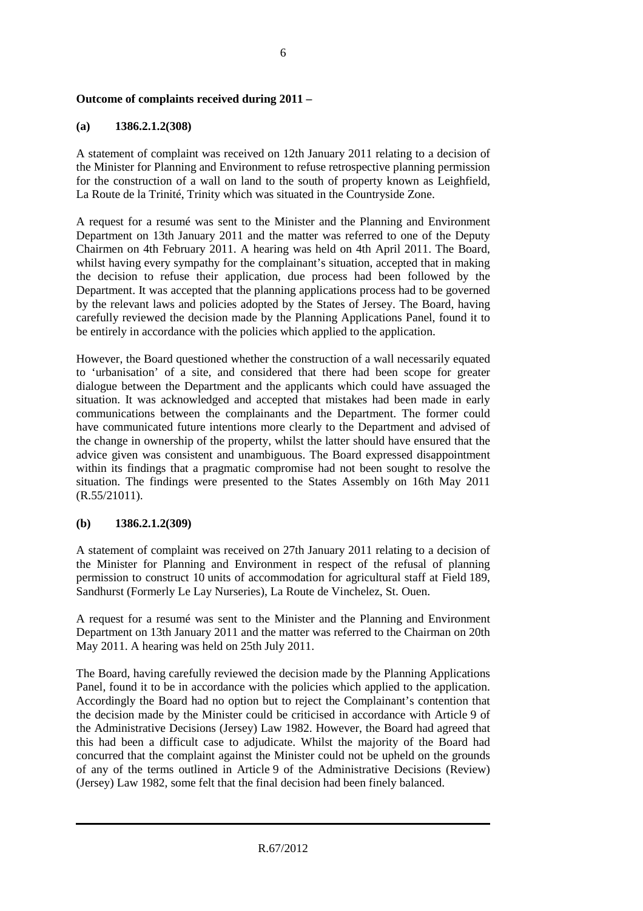**Outcome of complaints received during 2011 –**

**(a) 1386.2.1.2(308)**

A statement of complaint was received on 12th January 2011 relating to a decision of the Minister for Planning and Environment to refuse retrospective planning permission for the construction of a wall on land to the south of property known as Leighfield, La Route de la Trinité, Trinity which was situated in the Countryside Zone.

A request for a resumé was sent to the Minister and the Planning and Environment Department on 13th January 2011 and the matter was referred to one of the Deputy Chairmen on 4th February 2011. A hearing was held on 4th April 2011. The Board, whilst having every sympathy for the complainant's situation, accepted that in making the decision to refuse their application, due process had been followed by the Department. It was accepted that the planning applications process had to be governed by the relevant laws and policies adopted by the States of Jersey. The Board, having carefully reviewed the decision made by the Planning Applications Panel, found it to be entirely in accordance with the policies which applied to the application.

However, the Board questioned whether the construction of a wall necessarily equated to 'urbanisation' of a site, and considered that there had been scope for greater dialogue between the Department and the applicants which could have assuaged the situation. It was acknowledged and accepted that mistakes had been made in early communications between the complainants and the Department. The former could have communicated future intentions more clearly to the Department and advised of the change in ownership of the property, whilst the latter should have ensured that the advice given was consistent and unambiguous. The Board expressed disappointment within its findings that a pragmatic compromise had not been sought to resolve the situation. The findings were presented to the States Assembly on 16th May 2011 (R.55/21011).

**(b) 1386.2.1.2(309)**

A statement of complaint was received on 27th January 2011 relating to a decision of the Minister for Planning and Environment in respect of the refusal of planning permission to construct 10 units of accommodation for agricultural staff at Field 189, Sandhurst (Formerly Le Lay Nurseries), La Route de Vinchelez, St. Ouen.

A request for a resumé was sent to the Minister and the Planning and Environment Department on 13th January 2011 and the matter was referred to the Chairman on 20th May 2011. A hearing was held on 25th July 2011.

The Board, having carefully reviewed the decision made by the Planning Applications Panel, found it to be in accordance with the policies which applied to the application. Accordingly the Board had no option but to reject the Complainant's contention that the decision made by the Minister could be criticised in accordance with Article 9 of the Administrative Decisions (Jersey) Law 1982. However, the Board had agreed that this had been a difficult case to adjudicate. Whilst the majority of the Board had concurred that the complaint against the Minister could not be upheld on the grounds of any of the terms outlined in Article 9 of the Administrative Decisions (Review) (Jersey) Law 1982, some felt that the final decision had been finely balanced.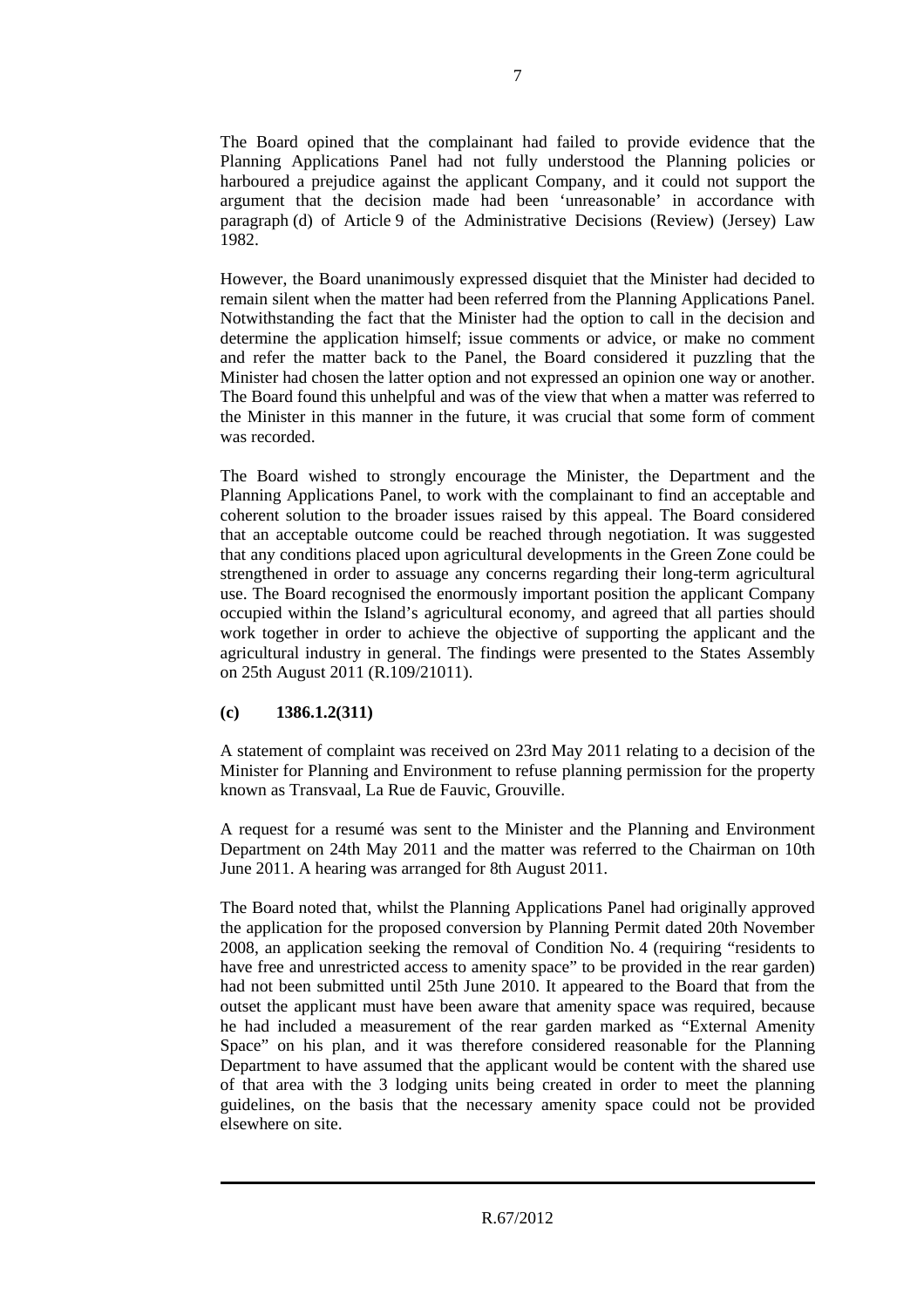The Board opined that the complainant had failed to provide evidence that the Planning Applications Panel had not fully understood the Planning policies or harboured a prejudice against the applicant Company, and it could not support the argument that the decision made had been 'unreasonable' in accordance with paragraph (d) of Article 9 of the Administrative Decisions (Review) (Jersey) Law 1982.

However, the Board unanimously expressed disquiet that the Minister had decided to remain silent when the matter had been referred from the Planning Applications Panel. Notwithstanding the fact that the Minister had the option to call in the decision and determine the application himself; issue comments or advice, or make no comment and refer the matter back to the Panel, the Board considered it puzzling that the Minister had chosen the latter option and not expressed an opinion one way or another. The Board found this unhelpful and was of the view that when a matter was referred to the Minister in this manner in the future, it was crucial that some form of comment was recorded.

The Board wished to strongly encourage the Minister, the Department and the Planning Applications Panel, to work with the complainant to find an acceptable and coherent solution to the broader issues raised by this appeal. The Board considered that an acceptable outcome could be reached through negotiation. It was suggested that any conditions placed upon agricultural developments in the Green Zone could be strengthened in order to assuage any concerns regarding their long-term agricultural use. The Board recognised the enormously important position the applicant Company occupied within the Island's agricultural economy, and agreed that all parties should work together in order to achieve the objective of supporting the applicant and the agricultural industry in general. The findings were presented to the States Assembly on 25th August 2011 (R.109/21011).

**(c) 1386.1.2(311)**

A statement of complaint was received on 23rd May 2011 relating to a decision of the Minister for Planning and Environment to refuse planning permission for the property known as Transvaal, La Rue de Fauvic, Grouville.

A request for a resumé was sent to the Minister and the Planning and Environment Department on 24th May 2011 and the matter was referred to the Chairman on 10th June 2011. A hearing was arranged for 8th August 2011.

The Board noted that, whilst the Planning Applications Panel had originally approved the application for the proposed conversion by Planning Permit dated 20th November 2008, an application seeking the removal of Condition No. 4 (requiring "residents to have free and unrestricted access to amenity space" to be provided in the rear garden) had not been submitted until 25th June 2010. It appeared to the Board that from the outset the applicant must have been aware that amenity space was required, because he had included a measurement of the rear garden marked as "External Amenity Space" on his plan, and it was therefore considered reasonable for the Planning Department to have assumed that the applicant would be content with the shared use of that area with the 3 lodging units being created in order to meet the planning guidelines, on the basis that the necessary amenity space could not be provided elsewhere on site.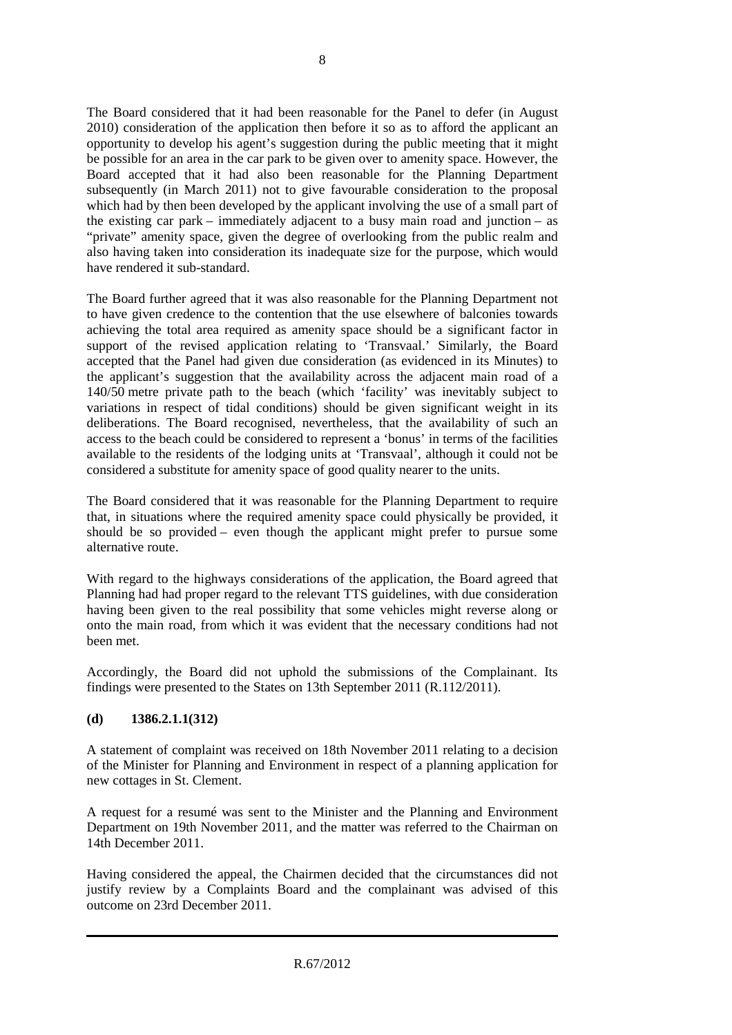The Board considered that it had been reasonable for the Panel to defer (in August 2010) consideration of the application then before it so as to afford the applicant an opportunity to develop his agent's suggestion during the public meeting that it might be possible for an area in the car park to be given over to amenity space. However, the Board accepted that it had also been reasonable for the Planning Department subsequently (in March 2011) not to give favourable consideration to the proposal which had by then been developed by the applicant involving the use of a small part of the existing car park – immediately adjacent to a busy main road and junction – as "private" amenity space, given the degree of overlooking from the public realm and also having taken into consideration its inadequate size for the purpose, which would have rendered it sub-standard.

The Board further agreed that it was also reasonable for the Planning Department not to have given credence to the contention that the use elsewhere of balconies towards achieving the total area required as amenity space should be a significant factor in support of the revised application relating to 'Transvaal.' Similarly, the Board accepted that the Panel had given due consideration (as evidenced in its Minutes) to the applicant's suggestion that the availability across the adjacent main road of a 140/50 metre private path to the beach (which 'facility' was inevitably subject to variations in respect of tidal conditions) should be given significant weight in its deliberations. The Board recognised, nevertheless, that the availability of such an access to the beach could be considered to represent a 'bonus' in terms of the facilities available to the residents of the lodging units at 'Transvaal', although it could not be considered a substitute for amenity space of good quality nearer to the units.

The Board considered that it was reasonable for the Planning Department to require that, in situations where the required amenity space could physically be provided, it should be so provided – even though the applicant might prefer to pursue some alternative route.

With regard to the highways considerations of the application, the Board agreed that Planning had had proper regard to the relevant TTS guidelines, with due consideration having been given to the real possibility that some vehicles might reverse along or onto the main road, from which it was evident that the necessary conditions had not been met.

Accordingly, the Board did not uphold the submissions of the Complainant. Its findings were presented to the States on 13th September 2011 (R.112/2011).

### (d) 1386.2.1.1(312)

A statement of complaint was received on 18th November 2011 relating to a decision of the Minister for Planning and Environment in respect of a planning application for new cottages in St. Clement.

A request for a resumé was sent to the Minister and the Planning and Environment Department on 19th November 2011, and the matter was referred to the Chairman on 14th December 2011.

Having considered the appeal, the Chairmen decided that the circumstances did not justify review by a Complaints Board and the complainant was advised of this outcome on 23rd December 2011.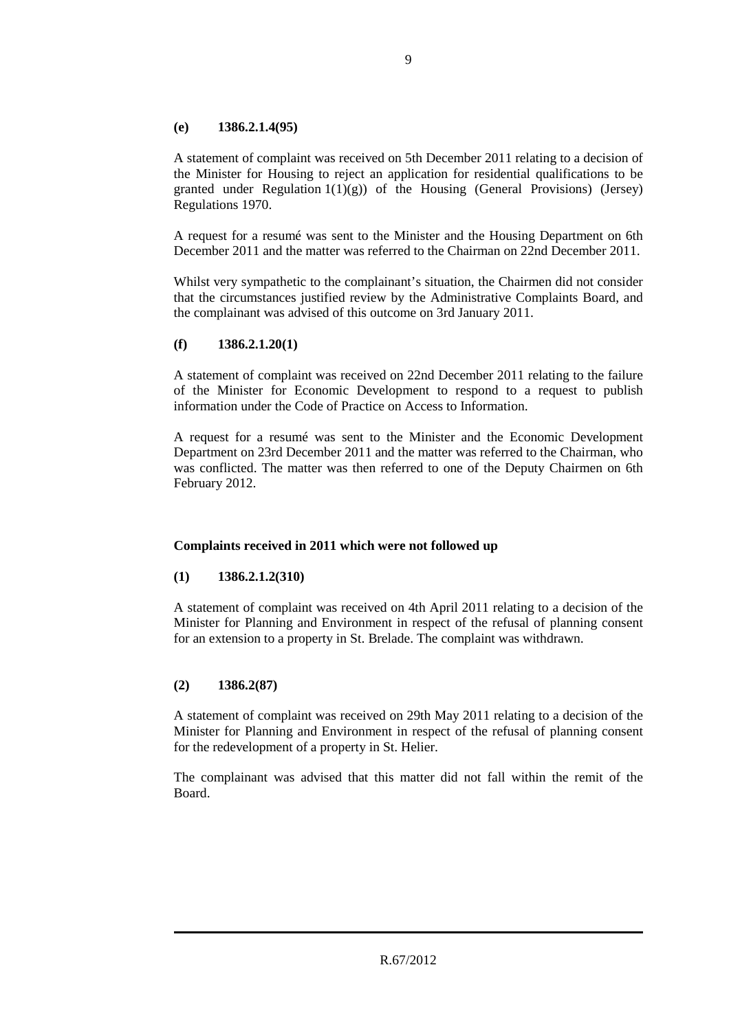**(e) 1386.2.1.4(95)**

A statement of complaint was received on 5th December 2011 relating to a decision of the Minister for Housing to reject an application for residential qualifications to be granted under Regulation 1(1)(g)) of the Housing (General Provisions) (Jersey) Regulations 1970.

A request for a resumé was sent to the Minister and the Housing Department on 6th December 2011 and the matter was referred to the Chairman on 22nd December 2011.

Whilst very sympathetic to the complainant's situation, the Chairmen did not consider that the circumstances justified review by the Administrative Complaints Board, and the complainant was advised of this outcome on 3rd January 2011.

**(f) 1386.2.1.20(1)**

A statement of complaint was received on 22nd December 2011 relating to the failure of the Minister for Economic Development to respond to a request to publish information under the Code of Practice on Access to Information.

A request for a resumé was sent to the Minister and the Economic Development Department on 23rd December 2011 and the matter was referred to the Chairman, who was conflicted. The matter was then referred to one of the Deputy Chairmen on 6th February 2012.

**Complaints received in 2011 which were not followed up**

**(1) 1386.2.1.2(310)**

A statement of complaint was received on 4th April 2011 relating to a decision of the Minister for Planning and Environment in respect of the refusal of planning consent for an extension to a property in St. Brelade. The complaint was withdrawn.

**(2) 1386.2(87)**

A statement of complaint was received on 29th May 2011 relating to a decision of the Minister for Planning and Environment in respect of the refusal of planning consent for the redevelopment of a property in St. Helier.

The complainant was advised that this matter did not fall within the remit of the Board.